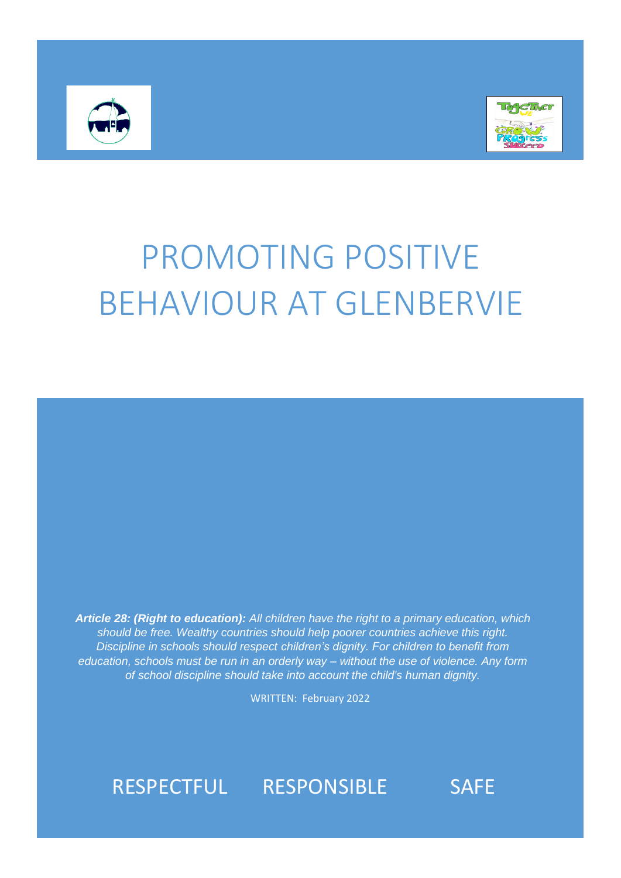# PROMOTING POSITIVE BEHAVIOUR AT GLENBERVIE

***Article 28: (Right to education):*** *All children have the right to a primary education, which should be free. Wealthy countries should help poorer countries achieve this right. Discipline in schools should respect children's dignity. For children to benefit from education, schools must be run in an orderly way – without the use of violence. Any form of school discipline should take into account the child's human dignity.*

WRITTEN: February 2022

RESPECTFUL RESPONSIBLE SAFE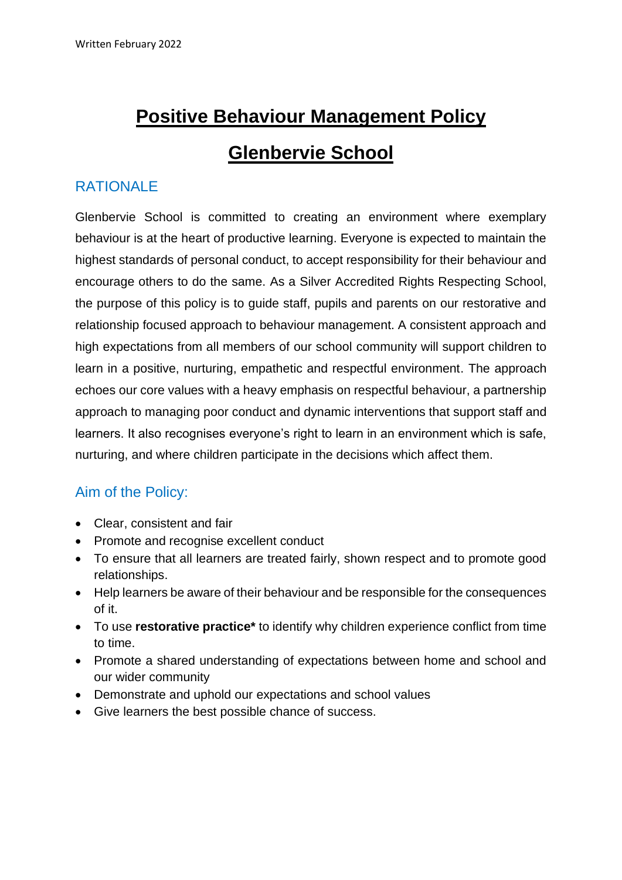Written February 2022

# Positive Behaviour Management Policy

# Glenbervie School

## RATIONALE

Glenbervie School is committed to creating an environment where exemplary behaviour is at the heart of productive learning. Everyone is expected to maintain the highest standards of personal conduct, to accept responsibility for their behaviour and encourage others to do the same. As a Silver Accredited Rights Respecting School, the purpose of this policy is to guide staff, pupils and parents on our restorative and relationship focused approach to behaviour management. A consistent approach and high expectations from all members of our school community will support children to learn in a positive, nurturing, empathetic and respectful environment. The approach echoes our core values with a heavy emphasis on respectful behaviour, a partnership approach to managing poor conduct and dynamic interventions that support staff and learners. It also recognises everyone's right to learn in an environment which is safe, nurturing, and where children participate in the decisions which affect them.

## Aim of the Policy:

- Clear, consistent and fair
- Promote and recognise excellent conduct
- To ensure that all learners are treated fairly, shown respect and to promote good relationships.
- Help learners be aware of their behaviour and be responsible for the consequences of it.
- To use **restorative practice*** to identify why children experience conflict from time to time.
- Promote a shared understanding of expectations between home and school and our wider community
- Demonstrate and uphold our expectations and school values
- Give learners the best possible chance of success.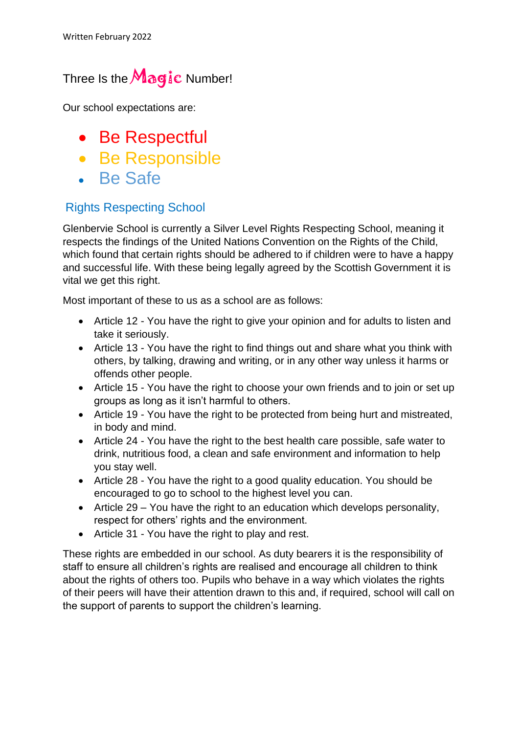Written February 2022

## Three Is the Magic Number!

Our school expectations are:

- Be Respectful
- Be Responsible
- Be Safe

### Rights Respecting School

Glenbervie School is currently a Silver Level Rights Respecting School, meaning it respects the findings of the United Nations Convention on the Rights of the Child, which found that certain rights should be adhered to if children were to have a happy and successful life. With these being legally agreed by the Scottish Government it is vital we get this right.

Most important of these to us as a school are as follows:

- Article 12 - You have the right to give your opinion and for adults to listen and take it seriously.
- Article 13 - You have the right to find things out and share what you think with others, by talking, drawing and writing, or in any other way unless it harms or offends other people.
- Article 15 - You have the right to choose your own friends and to join or set up groups as long as it isn't harmful to others.
- Article 19 - You have the right to be protected from being hurt and mistreated, in body and mind.
- Article 24 - You have the right to the best health care possible, safe water to drink, nutritious food, a clean and safe environment and information to help you stay well.
- Article 28 - You have the right to a good quality education. You should be encouraged to go to school to the highest level you can.
- Article 29 – You have the right to an education which develops personality, respect for others' rights and the environment.
- Article 31 - You have the right to play and rest.

These rights are embedded in our school. As duty bearers it is the responsibility of staff to ensure all children's rights are realised and encourage all children to think about the rights of others too. Pupils who behave in a way which violates the rights of their peers will have their attention drawn to this and, if required, school will call on the support of parents to support the children's learning.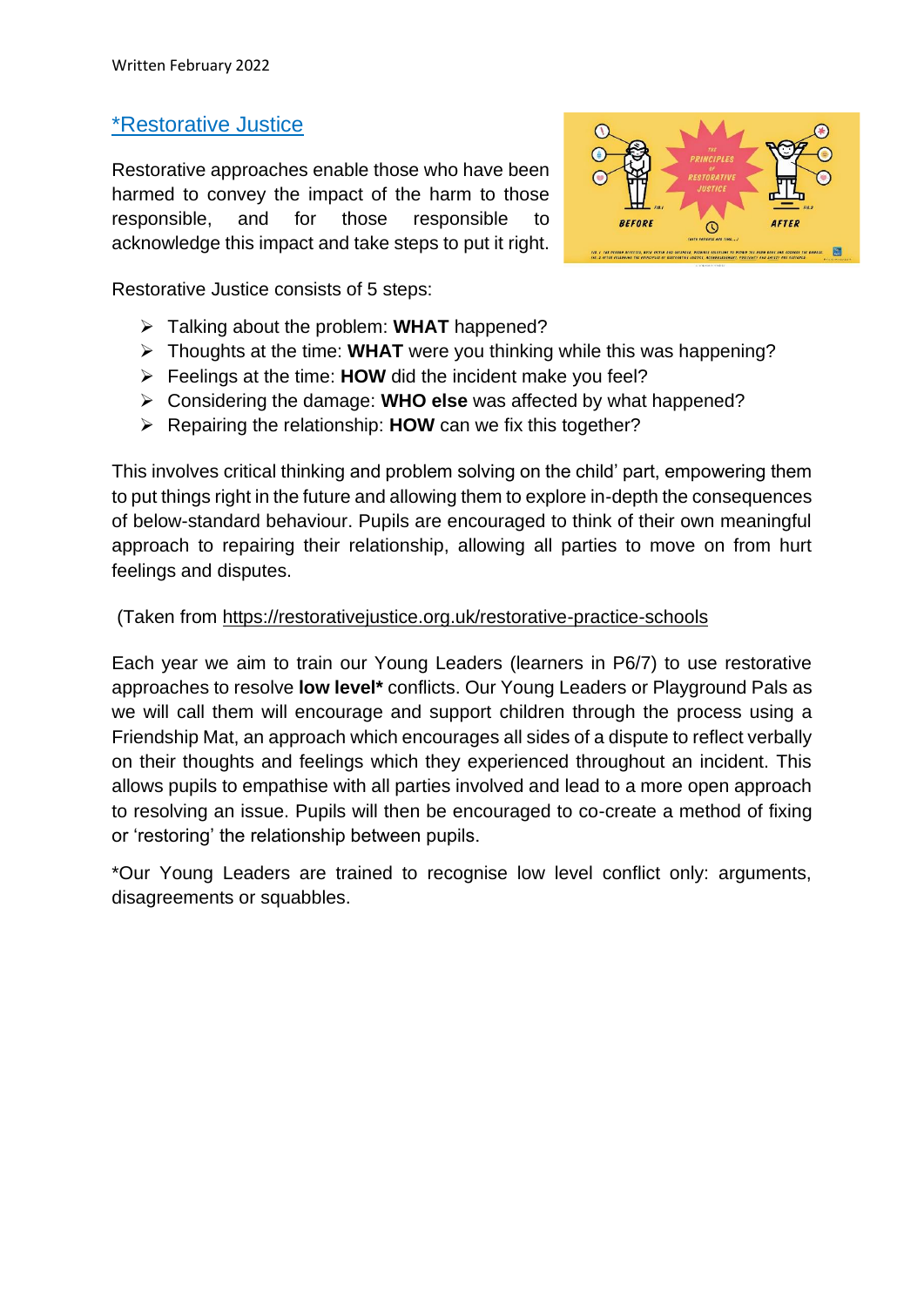Written February 2022

## *Restorative Justice

Restorative approaches enable those who have been harmed to convey the impact of the harm to those responsible, and for those responsible to acknowledge this impact and take steps to put it right.

Restorative Justice consists of 5 steps:

- Talking about the problem: **WHAT** happened?
- Thoughts at the time: **WHAT** were you thinking while this was happening?
- Feelings at the time: **HOW** did the incident make you feel?
- Considering the damage: **WHO else** was affected by what happened?
- Repairing the relationship: **HOW** can we fix this together?

This involves critical thinking and problem solving on the child' part, empowering them to put things right in the future and allowing them to explore in-depth the consequences of below-standard behaviour. Pupils are encouraged to think of their own meaningful approach to repairing their relationship, allowing all parties to move on from hurt feelings and disputes.

(Taken from https://restorativejustice.org.uk/restorative-practice-schools

Each year we aim to train our Young Leaders (learners in P6/7) to use restorative approaches to resolve **low level*** conflicts. Our Young Leaders or Playground Pals as we will call them will encourage and support children through the process using a Friendship Mat, an approach which encourages all sides of a dispute to reflect verbally on their thoughts and feelings which they experienced throughout an incident. This allows pupils to empathise with all parties involved and lead to a more open approach to resolving an issue. Pupils will then be encouraged to co-create a method of fixing or 'restoring' the relationship between pupils.

*Our Young Leaders are trained to recognise low level conflict only: arguments, disagreements or squabbles.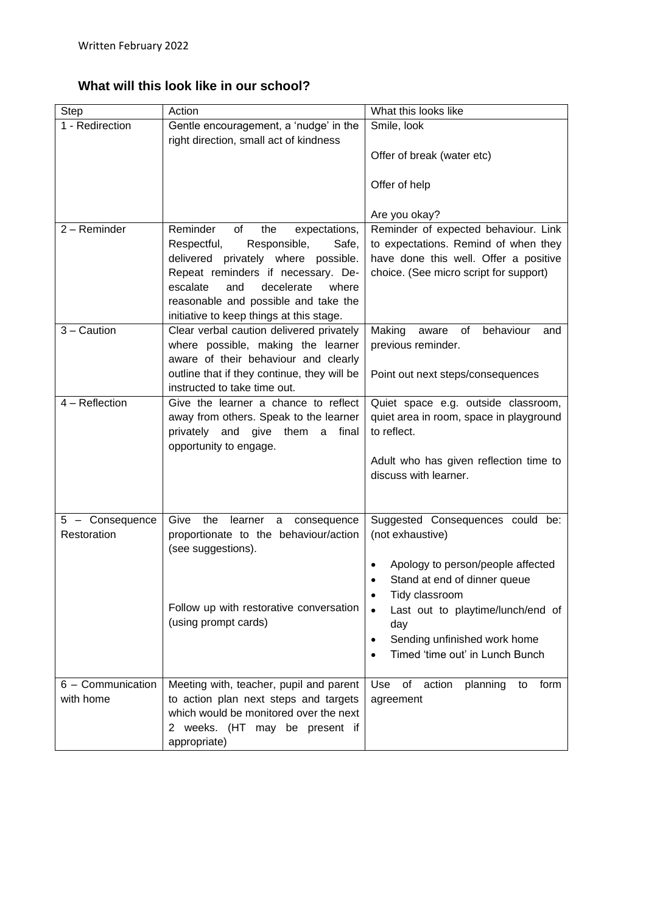Written February 2022

## What will this look like in our school?

| Step | Action | What this looks like |
|---|---|---|
| 1 - Redirection | Gentle encouragement, a 'nudge' in the right direction, small act of kindness | Smile, look<br><br>Offer of break (water etc)<br><br>Offer of help<br><br>Are you okay? |
| 2 – Reminder | Reminder of the expectations, Respectful, Responsible, Safe, delivered privately where possible. Repeat reminders if necessary. De-escalate and decelerate where reasonable and possible and take the initiative to keep things at this stage. | Reminder of expected behaviour. Link to expectations. Remind of when they have done this well. Offer a positive choice. (See micro script for support) |
| 3 – Caution | Clear verbal caution delivered privately where possible, making the learner aware of their behaviour and clearly outline that if they continue, they will be instructed to take time out. | Making aware of behaviour and previous reminder.<br><br>Point out next steps/consequences |
| 4 – Reflection | Give the learner a chance to reflect away from others. Speak to the learner privately and give them a final opportunity to engage. | Quiet space e.g. outside classroom, quiet area in room, space in playground to reflect.<br><br>Adult who has given reflection time to discuss with learner. |
| 5 – Consequence Restoration | Give the learner a consequence proportionate to the behaviour/action (see suggestions).<br><br>Follow up with restorative conversation (using prompt cards) | Suggested Consequences could be: (not exhaustive)<br><br>• Apology to person/people affected<br>• Stand at end of dinner queue<br>• Tidy classroom<br>• Last out to playtime/lunch/end of day<br>• Sending unfinished work home<br>• Timed 'time out' in Lunch Bunch |
| 6 – Communication with home | Meeting with, teacher, pupil and parent to action plan next steps and targets which would be monitored over the next 2 weeks. (HT may be present if appropriate) | Use of action planning to form agreement |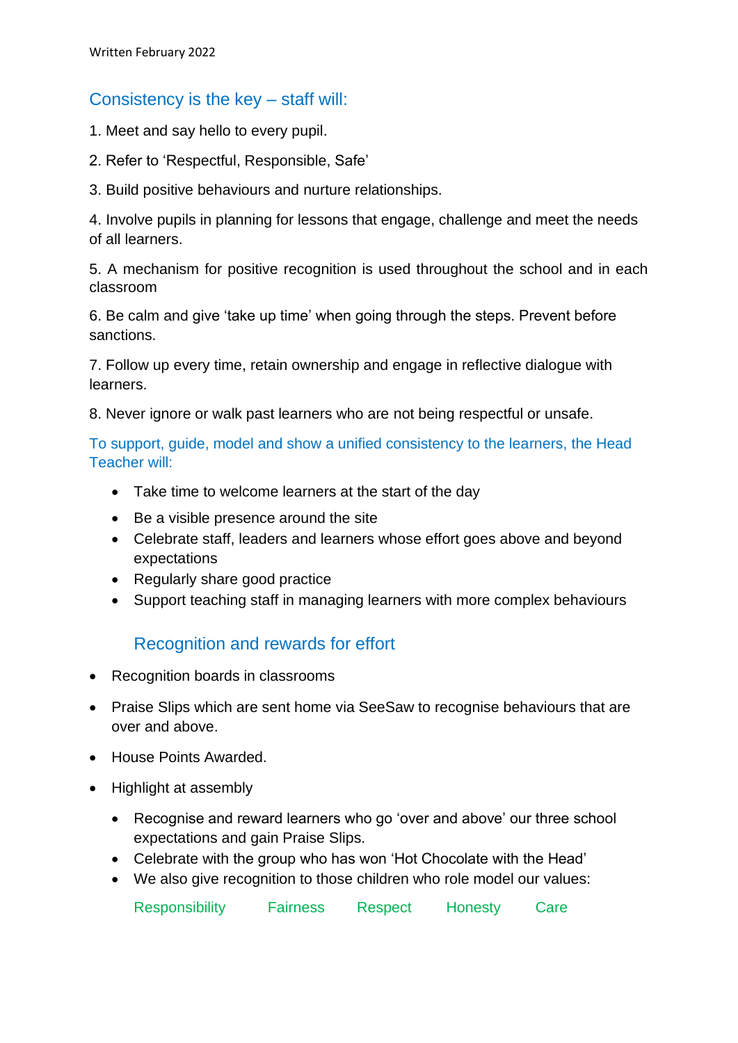Written February 2022

## Consistency is the key – staff will:

1. Meet and say hello to every pupil.

2. Refer to 'Respectful, Responsible, Safe'

3. Build positive behaviours and nurture relationships.

4. Involve pupils in planning for lessons that engage, challenge and meet the needs of all learners.

5. A mechanism for positive recognition is used throughout the school and in each classroom

6. Be calm and give 'take up time' when going through the steps. Prevent before sanctions.

7. Follow up every time, retain ownership and engage in reflective dialogue with learners.

8. Never ignore or walk past learners who are not being respectful or unsafe.

### To support, guide, model and show a unified consistency to the learners, the Head Teacher will:

- Take time to welcome learners at the start of the day
- Be a visible presence around the site
- Celebrate staff, leaders and learners whose effort goes above and beyond expectations
- Regularly share good practice
- Support teaching staff in managing learners with more complex behaviours

## Recognition and rewards for effort

- Recognition boards in classrooms
- Praise Slips which are sent home via SeeSaw to recognise behaviours that are over and above.
- House Points Awarded.
- Highlight at assembly
  - Recognise and reward learners who go 'over and above' our three school expectations and gain Praise Slips.
  - Celebrate with the group who has won 'Hot Chocolate with the Head'
  - We also give recognition to those children who role model our values:

    Responsibility    Fairness    Respect    Honesty    Care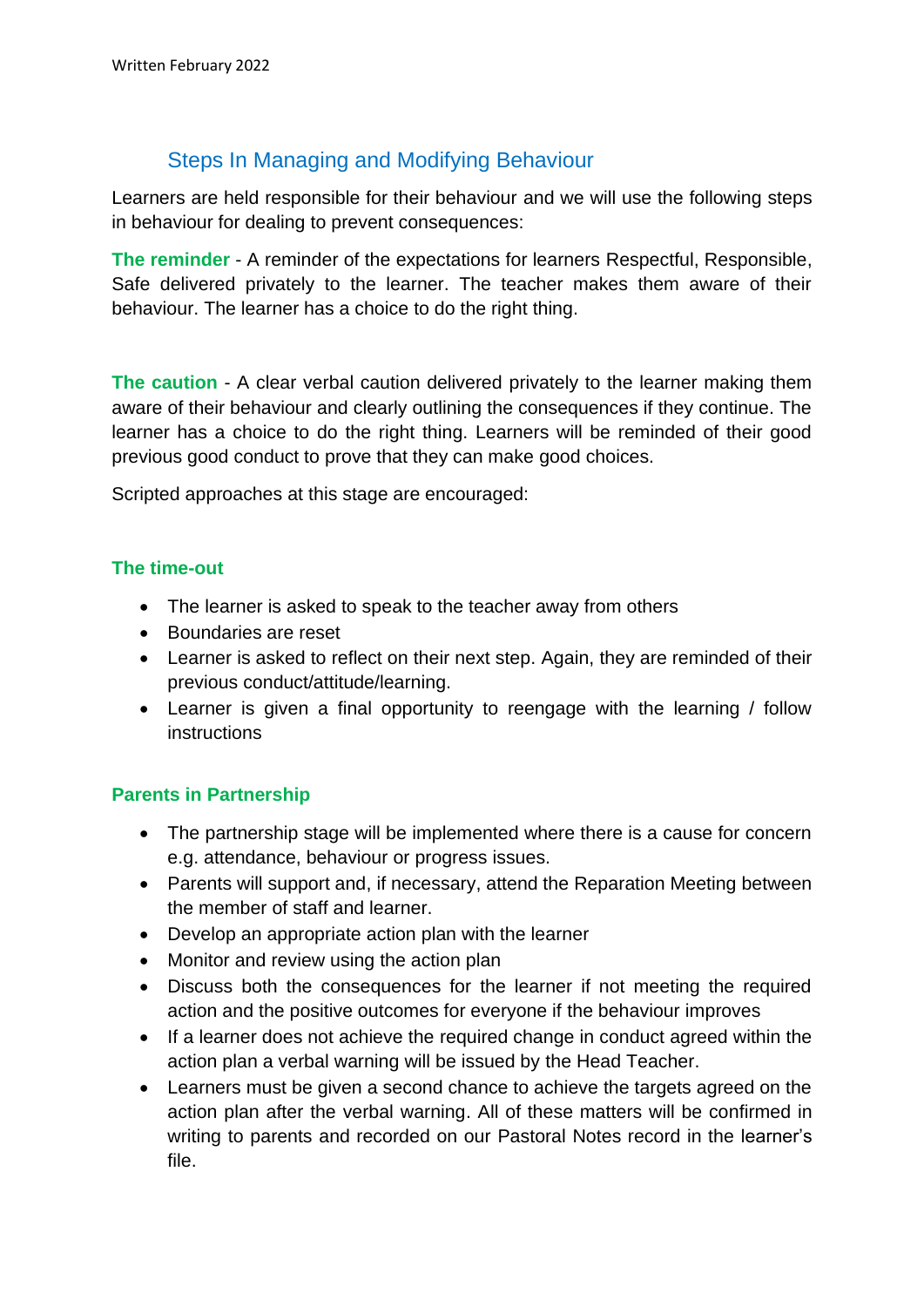Written February 2022

## Steps In Managing and Modifying Behaviour

Learners are held responsible for their behaviour and we will use the following steps in behaviour for dealing to prevent consequences:

**The reminder** - A reminder of the expectations for learners Respectful, Responsible, Safe delivered privately to the learner. The teacher makes them aware of their behaviour. The learner has a choice to do the right thing.

**The caution** - A clear verbal caution delivered privately to the learner making them aware of their behaviour and clearly outlining the consequences if they continue. The learner has a choice to do the right thing. Learners will be reminded of their good previous good conduct to prove that they can make good choices.

Scripted approaches at this stage are encouraged:

### The time-out

- The learner is asked to speak to the teacher away from others
- Boundaries are reset
- Learner is asked to reflect on their next step. Again, they are reminded of their previous conduct/attitude/learning.
- Learner is given a final opportunity to reengage with the learning / follow instructions

### Parents in Partnership

- The partnership stage will be implemented where there is a cause for concern e.g. attendance, behaviour or progress issues.
- Parents will support and, if necessary, attend the Reparation Meeting between the member of staff and learner.
- Develop an appropriate action plan with the learner
- Monitor and review using the action plan
- Discuss both the consequences for the learner if not meeting the required action and the positive outcomes for everyone if the behaviour improves
- If a learner does not achieve the required change in conduct agreed within the action plan a verbal warning will be issued by the Head Teacher.
- Learners must be given a second chance to achieve the targets agreed on the action plan after the verbal warning. All of these matters will be confirmed in writing to parents and recorded on our Pastoral Notes record in the learner's file.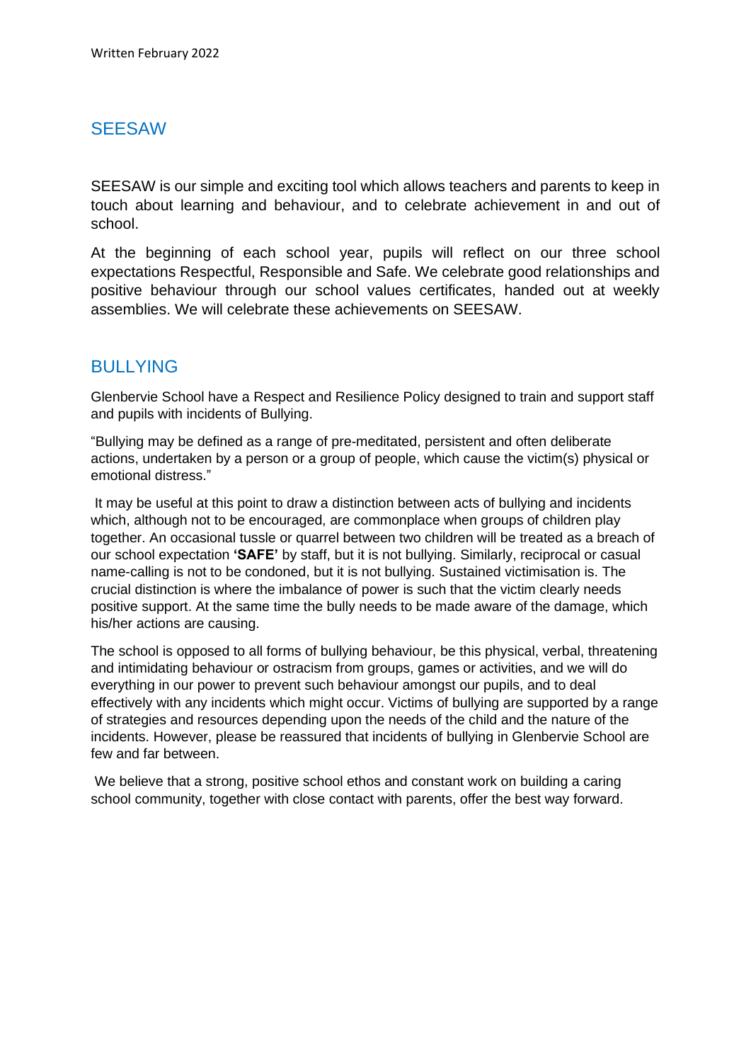## SEESAW

SEESAW is our simple and exciting tool which allows teachers and parents to keep in touch about learning and behaviour, and to celebrate achievement in and out of school.

At the beginning of each school year, pupils will reflect on our three school expectations Respectful, Responsible and Safe. We celebrate good relationships and positive behaviour through our school values certificates, handed out at weekly assemblies. We will celebrate these achievements on SEESAW.

## BULLYING

Glenbervie School have a Respect and Resilience Policy designed to train and support staff and pupils with incidents of Bullying.

"Bullying may be defined as a range of pre-meditated, persistent and often deliberate actions, undertaken by a person or a group of people, which cause the victim(s) physical or emotional distress."

It may be useful at this point to draw a distinction between acts of bullying and incidents which, although not to be encouraged, are commonplace when groups of children play together. An occasional tussle or quarrel between two children will be treated as a breach of our school expectation **'SAFE'** by staff, but it is not bullying. Similarly, reciprocal or casual name-calling is not to be condoned, but it is not bullying. Sustained victimisation is. The crucial distinction is where the imbalance of power is such that the victim clearly needs positive support. At the same time the bully needs to be made aware of the damage, which his/her actions are causing.

The school is opposed to all forms of bullying behaviour, be this physical, verbal, threatening and intimidating behaviour or ostracism from groups, games or activities, and we will do everything in our power to prevent such behaviour amongst our pupils, and to deal effectively with any incidents which might occur. Victims of bullying are supported by a range of strategies and resources depending upon the needs of the child and the nature of the incidents. However, please be reassured that incidents of bullying in Glenbervie School are few and far between.

We believe that a strong, positive school ethos and constant work on building a caring school community, together with close contact with parents, offer the best way forward.